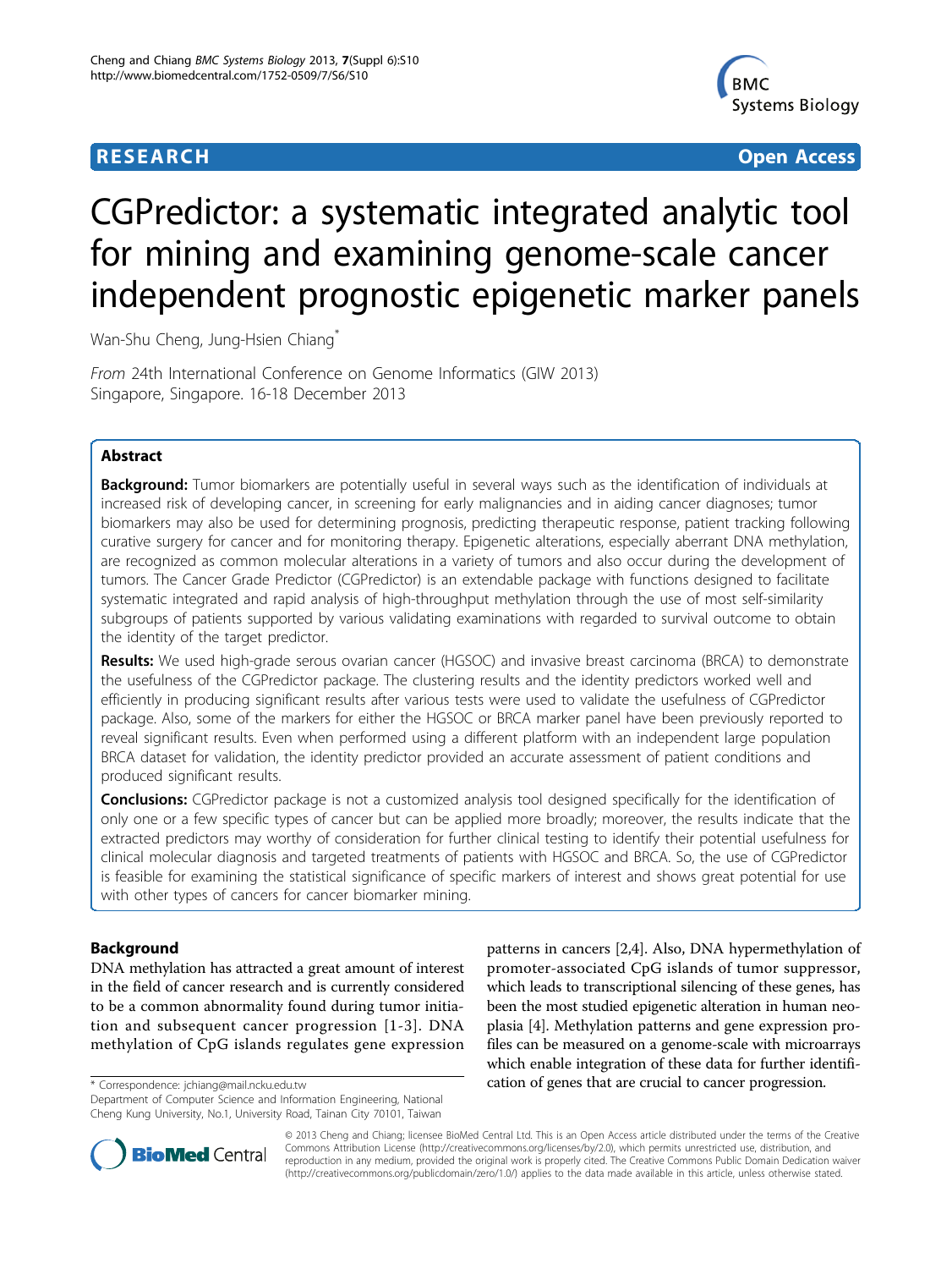# CGPredictor: a systematic integrated analytic tool for mining and examining genome-scale cancer independent prognostic epigenetic marker panels

Wan-Shu Cheng, Jung-Hsien Chiang*

*From* 24th International Conference on Genome Informatics (GIW 2013)
Singapore, Singapore. 16-18 December 2013

## Abstract

**Background:** Tumor biomarkers are potentially useful in several ways such as the identification of individuals at increased risk of developing cancer, in screening for early malignancies and in aiding cancer diagnoses; tumor biomarkers may also be used for determining prognosis, predicting therapeutic response, patient tracking following curative surgery for cancer and for monitoring therapy. Epigenetic alterations, especially aberrant DNA methylation, are recognized as common molecular alterations in a variety of tumors and also occur during the development of tumors. The Cancer Grade Predictor (CGPredictor) is an extendable package with functions designed to facilitate systematic integrated and rapid analysis of high-throughput methylation through the use of most self-similarity subgroups of patients supported by various validating examinations with regarded to survival outcome to obtain the identity of the target predictor.

**Results:** We used high-grade serous ovarian cancer (HGSOC) and invasive breast carcinoma (BRCA) to demonstrate the usefulness of the CGPredictor package. The clustering results and the identity predictors worked well and efficiently in producing significant results after various tests were used to validate the usefulness of CGPredictor package. Also, some of the markers for either the HGSOC or BRCA marker panel have been previously reported to reveal significant results. Even when performed using a different platform with an independent large population BRCA dataset for validation, the identity predictor provided an accurate assessment of patient conditions and produced significant results.

**Conclusions:** CGPredictor package is not a customized analysis tool designed specifically for the identification of only one or a few specific types of cancer but can be applied more broadly; moreover, the results indicate that the extracted predictors may worthy of consideration for further clinical testing to identify their potential usefulness for clinical molecular diagnosis and targeted treatments of patients with HGSOC and BRCA. So, the use of CGPredictor is feasible for examining the statistical significance of specific markers of interest and shows great potential for use with other types of cancers for cancer biomarker mining.

## Background

DNA methylation has attracted a great amount of interest in the field of cancer research and is currently considered to be a common abnormality found during tumor initiation and subsequent cancer progression [1-3]. DNA methylation of CpG islands regulates gene expression patterns in cancers [2,4]. Also, DNA hypermethylation of promoter-associated CpG islands of tumor suppressor, which leads to transcriptional silencing of these genes, has been the most studied epigenetic alteration in human neoplasia [4]. Methylation patterns and gene expression profiles can be measured on a genome-scale with microarrays which enable integration of these data for further identification of genes that are crucial to cancer progression.

\* Correspondence: jchiang@mail.ncku.edu.tw
Department of Computer Science and Information Engineering, National Cheng Kung University, No.1, University Road, Tainan City 70101, Taiwan

© 2013 Cheng and Chiang; licensee BioMed Central Ltd. This is an Open Access article distributed under the terms of the Creative Commons Attribution License (http://creativecommons.org/licenses/by/2.0), which permits unrestricted use, distribution, and reproduction in any medium, provided the original work is properly cited. The Creative Commons Public Domain Dedication waiver (http://creativecommons.org/publicdomain/zero/1.0/) applies to the data made available in this article, unless otherwise stated.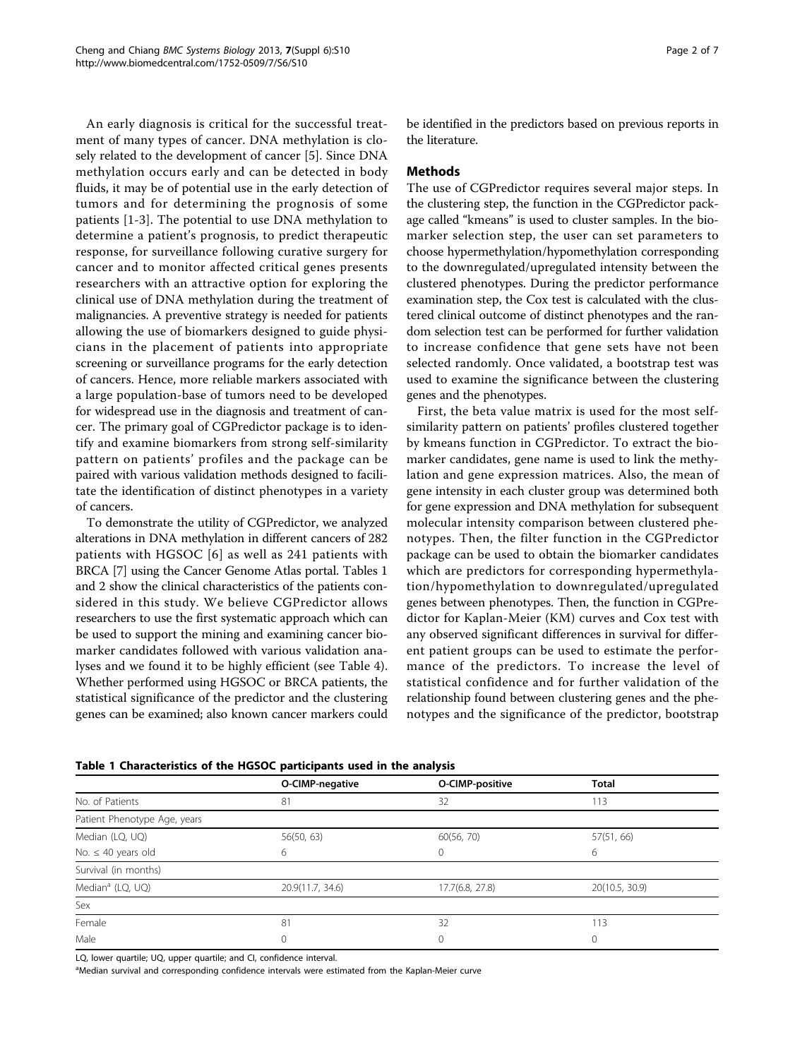An early diagnosis is critical for the successful treatment of many types of cancer. DNA methylation is closely related to the development of cancer [5]. Since DNA methylation occurs early and can be detected in body fluids, it may be of potential use in the early detection of tumors and for determining the prognosis of some patients [1-3]. The potential to use DNA methylation to determine a patient's prognosis, to predict therapeutic response, for surveillance following curative surgery for cancer and to monitor affected critical genes presents researchers with an attractive option for exploring the clinical use of DNA methylation during the treatment of malignancies. A preventive strategy is needed for patients allowing the use of biomarkers designed to guide physicians in the placement of patients into appropriate screening or surveillance programs for the early detection of cancers. Hence, more reliable markers associated with a large population-base of tumors need to be developed for widespread use in the diagnosis and treatment of cancer. The primary goal of CGPredictor package is to identify and examine biomarkers from strong self-similarity pattern on patients' profiles and the package can be paired with various validation methods designed to facilitate the identification of distinct phenotypes in a variety of cancers.

To demonstrate the utility of CGPredictor, we analyzed alterations in DNA methylation in different cancers of 282 patients with HGSOC [6] as well as 241 patients with BRCA [7] using the Cancer Genome Atlas portal. Tables 1 and 2 show the clinical characteristics of the patients considered in this study. We believe CGPredictor allows researchers to use the first systematic approach which can be used to support the mining and examining cancer biomarker candidates followed with various validation analyses and we found it to be highly efficient (see Table 4). Whether performed using HGSOC or BRCA patients, the statistical significance of the predictor and the clustering genes can be examined; also known cancer markers could be identified in the predictors based on previous reports in the literature.

## Methods

The use of CGPredictor requires several major steps. In the clustering step, the function in the CGPredictor package called "kmeans" is used to cluster samples. In the biomarker selection step, the user can set parameters to choose hypermethylation/hypomethylation corresponding to the downregulated/upregulated intensity between the clustered phenotypes. During the predictor performance examination step, the Cox test is calculated with the clustered clinical outcome of distinct phenotypes and the random selection test can be performed for further validation to increase confidence that gene sets have not been selected randomly. Once validated, a bootstrap test was used to examine the significance between the clustering genes and the phenotypes.

First, the beta value matrix is used for the most self-similarity pattern on patients' profiles clustered together by kmeans function in CGPredictor. To extract the biomarker candidates, gene name is used to link the methylation and gene expression matrices. Also, the mean of gene intensity in each cluster group was determined both for gene expression and DNA methylation for subsequent molecular intensity comparison between clustered phenotypes. Then, the filter function in the CGPredictor package can be used to obtain the biomarker candidates which are predictors for corresponding hypermethylation/hypomethylation to downregulated/upregulated genes between phenotypes. Then, the function in CGPredictor for Kaplan-Meier (KM) curves and Cox test with any observed significant differences in survival for different patient groups can be used to estimate the performance of the predictors. To increase the level of statistical confidence and for further validation of the relationship found between clustering genes and the phenotypes and the significance of the predictor, bootstrap

**Table 1 Characteristics of the HGSOC participants used in the analysis**

| | O-CIMP-negative | O-CIMP-positive | Total |
|---|---|---|---|
| No. of Patients | 81 | 32 | 113 |
| Patient Phenotype Age, years | | | |
| Median (LQ, UQ) | 56(50, 63) | 60(56, 70) | 57(51, 66) |
| No. ≤ 40 years old | 6 | 0 | 6 |
| Survival (in months) | | | |
| Median[a] (LQ, UQ) | 20.9(11.7, 34.6) | 17.7(6.8, 27.8) | 20(10.5, 30.9) |
| Sex | | | |
| Female | 81 | 32 | 113 |
| Male | 0 | 0 | 0 |

LQ, lower quartile; UQ, upper quartile; and CI, confidence interval.

[a]Median survival and corresponding confidence intervals were estimated from the Kaplan-Meier curve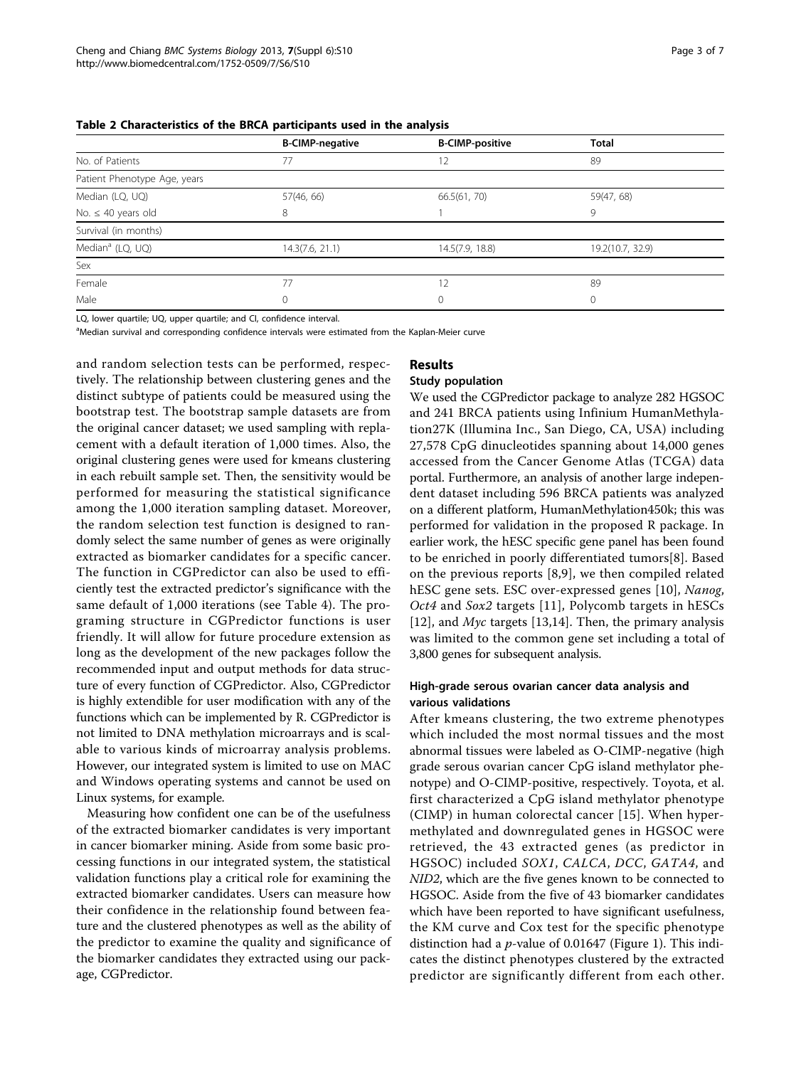**Table 2 Characteristics of the BRCA participants used in the analysis**

| | B-CIMP-negative | B-CIMP-positive | Total |
|---|---|---|---|
| No. of Patients | 77 | 12 | 89 |
| Patient Phenotype Age, years | | | |
| Median (LQ, UQ) | 57(46, 66) | 66.5(61, 70) | 59(47, 68) |
| No. ≤ 40 years old | 8 | 1 | 9 |
| Survival (in months) | | | |
| Median[a] (LQ, UQ) | 14.3(7.6, 21.1) | 14.5(7.9, 18.8) | 19.2(10.7, 32.9) |
| Sex | | | |
| Female | 77 | 12 | 89 |
| Male | 0 | 0 | 0 |

LQ, lower quartile; UQ, upper quartile; and CI, confidence interval.

[a]Median survival and corresponding confidence intervals were estimated from the Kaplan-Meier curve

and random selection tests can be performed, respectively. The relationship between clustering genes and the distinct subtype of patients could be measured using the bootstrap test. The bootstrap sample datasets are from the original cancer dataset; we used sampling with replacement with a default iteration of 1,000 times. Also, the original clustering genes were used for kmeans clustering in each rebuilt sample set. Then, the sensitivity would be performed for measuring the statistical significance among the 1,000 iteration sampling dataset. Moreover, the random selection test function is designed to randomly select the same number of genes as were originally extracted as biomarker candidates for a specific cancer. The function in CGPredictor can also be used to efficiently test the extracted predictor's significance with the same default of 1,000 iterations (see Table 4). The programing structure in CGPredictor functions is user friendly. It will allow for future procedure extension as long as the development of the new packages follow the recommended input and output methods for data structure of every function of CGPredictor. Also, CGPredictor is highly extendible for user modification with any of the functions which can be implemented by R. CGPredictor is not limited to DNA methylation microarrays and is scalable to various kinds of microarray analysis problems. However, our integrated system is limited to use on MAC and Windows operating systems and cannot be used on Linux systems, for example.

Measuring how confident one can be of the usefulness of the extracted biomarker candidates is very important in cancer biomarker mining. Aside from some basic processing functions in our integrated system, the statistical validation functions play a critical role for examining the extracted biomarker candidates. Users can measure how their confidence in the relationship found between feature and the clustered phenotypes as well as the ability of the predictor to examine the quality and significance of the biomarker candidates they extracted using our package, CGPredictor.

## Results

### Study population

We used the CGPredictor package to analyze 282 HGSOC and 241 BRCA patients using Infinium HumanMethylation27K (Illumina Inc., San Diego, CA, USA) including 27,578 CpG dinucleotides spanning about 14,000 genes accessed from the Cancer Genome Atlas (TCGA) data portal. Furthermore, an analysis of another large independent dataset including 596 BRCA patients was analyzed on a different platform, HumanMethylation450k; this was performed for validation in the proposed R package. In earlier work, the hESC specific gene panel has been found to be enriched in poorly differentiated tumors[8]. Based on the previous reports [8,9], we then compiled related hESC gene sets. ESC over-expressed genes [10], *Nanog*, *Oct4* and *Sox2* targets [11], Polycomb targets in hESCs [12], and *Myc* targets [13,14]. Then, the primary analysis was limited to the common gene set including a total of 3,800 genes for subsequent analysis.

### High-grade serous ovarian cancer data analysis and various validations

After kmeans clustering, the two extreme phenotypes which included the most normal tissues and the most abnormal tissues were labeled as O-CIMP-negative (high grade serous ovarian cancer CpG island methylator phenotype) and O-CIMP-positive, respectively. Toyota, et al. first characterized a CpG island methylator phenotype (CIMP) in human colorectal cancer [15]. When hypermethylated and downregulated genes in HGSOC were retrieved, the 43 extracted genes (as predictor in HGSOC) included *SOX1*, *CALCA*, *DCC*, *GATA4*, and *NID2*, which are the five genes known to be connected to HGSOC. Aside from the five of 43 biomarker candidates which have been reported to have significant usefulness, the KM curve and Cox test for the specific phenotype distinction had a $p$-value of 0.01647 (Figure 1). This indicates the distinct phenotypes clustered by the extracted predictor are significantly different from each other.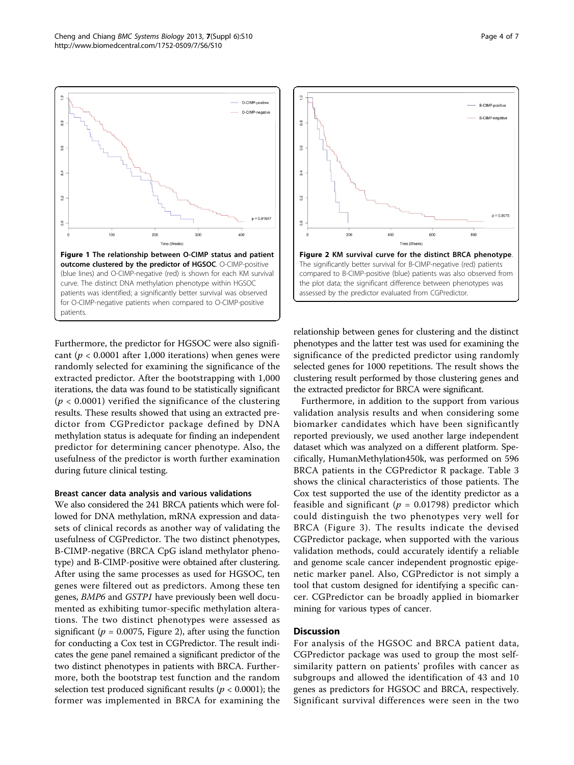**Figure 1 The relationship between O-CIMP status and patient outcome clustered by the predictor of HGSOC**. O-CIMP-positive (blue lines) and O-CIMP-negative (red) is shown for each KM survival curve. The distinct DNA methylation phenotype within HGSOC patients was identified; a significantly better survival was observed for O-CIMP-negative patients when compared to O-CIMP-positive patients.

**Figure 2 KM survival curve for the distinct BRCA phenotype**. The significantly better survival for B-CIMP-negative (red) patients compared to B-CIMP-positive (blue) patients was also observed from the plot data; the significant difference between phenotypes was assessed by the predictor evaluated from CGPredictor.

Furthermore, the predictor for HGSOC were also significant ($p < 0.0001$ after 1,000 iterations) when genes were randomly selected for examining the significance of the extracted predictor. After the bootstrapping with 1,000 iterations, the data was found to be statistically significant ($p < 0.0001$) verified the significance of the clustering results. These results showed that using an extracted predictor from CGPredictor package defined by DNA methylation status is adequate for finding an independent predictor for determining cancer phenotype. Also, the usefulness of the predictor is worth further examination during future clinical testing.

#### Breast cancer data analysis and various validations

We also considered the 241 BRCA patients which were followed for DNA methylation, mRNA expression and datasets of clinical records as another way of validating the usefulness of CGPredictor. The two distinct phenotypes, B-CIMP-negative (BRCA CpG island methylator phenotype) and B-CIMP-positive were obtained after clustering. After using the same processes as used for HGSOC, ten genes were filtered out as predictors. Among these ten genes, *BMP6* and *GSTP1* have previously been well documented as exhibiting tumor-specific methylation alterations. The two distinct phenotypes were assessed as significant ($p = 0.0075$, Figure 2), after using the function for conducting a Cox test in CGPredictor. The result indicates the gene panel remained a significant predictor of the two distinct phenotypes in patients with BRCA. Furthermore, both the bootstrap test function and the random selection test produced significant results ($p < 0.0001$); the former was implemented in BRCA for examining the relationship between genes for clustering and the distinct phenotypes and the latter test was used for examining the significance of the predicted predictor using randomly selected genes for 1000 repetitions. The result shows the clustering result performed by those clustering genes and the extracted predictor for BRCA were significant.

Furthermore, in addition to the support from various validation analysis results and when considering some biomarker candidates which have been significantly reported previously, we used another large independent dataset which was analyzed on a different platform. Specifically, HumanMethylation450k, was performed on 596 BRCA patients in the CGPredictor R package. Table 3 shows the clinical characteristics of those patients. The Cox test supported the use of the identity predictor as a feasible and significant ($p = 0.01798$) predictor which could distinguish the two phenotypes very well for BRCA (Figure 3). The results indicate the devised CGPredictor package, when supported with the various validation methods, could accurately identify a reliable and genome scale cancer independent prognostic epigenetic marker panel. Also, CGPredictor is not simply a tool that custom designed for identifying a specific cancer. CGPredictor can be broadly applied in biomarker mining for various types of cancer.

## Discussion

For analysis of the HGSOC and BRCA patient data, CGPredictor package was used to group the most self-similarity pattern on patients' profiles with cancer as subgroups and allowed the identification of 43 and 10 genes as predictors for HGSOC and BRCA, respectively. Significant survival differences were seen in the two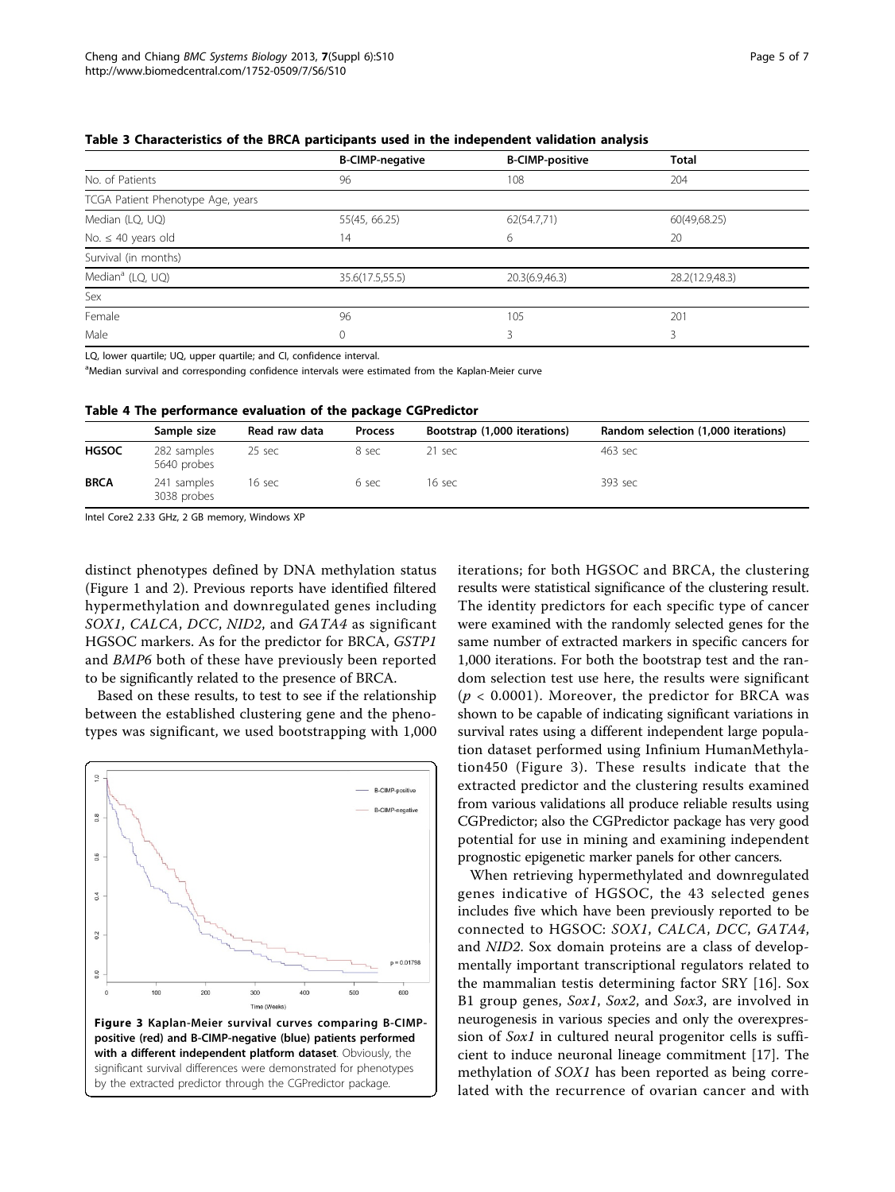**Table 3 Characteristics of the BRCA participants used in the independent validation analysis**

| | B-CIMP-negative | B-CIMP-positive | Total |
|---|---|---|---|
| No. of Patients | 96 | 108 | 204 |
| TCGA Patient Phenotype Age, years | | | |
| Median (LQ, UQ) | 55(45, 66.25) | 62(54.7,71) | 60(49,68.25) |
| No. ≤ 40 years old | 14 | 6 | 20 |
| Survival (in months) | | | |
| Median[a] (LQ, UQ) | 35.6(17.5,55.5) | 20.3(6.9,46.3) | 28.2(12.9,48.3) |
| Sex | | | |
| Female | 96 | 105 | 201 |
| Male | 0 | 3 | 3 |

LQ, lower quartile; UQ, upper quartile; and CI, confidence interval.

[a]Median survival and corresponding confidence intervals were estimated from the Kaplan-Meier curve

**Table 4 The performance evaluation of the package CGPredictor**

| | Sample size | Read raw data | Process | Bootstrap (1,000 iterations) | Random selection (1,000 iterations) |
|---|---|---|---|---|---|
| **HGSOC** | 282 samples 5640 probes | 25 sec | 8 sec | 21 sec | 463 sec |
| **BRCA** | 241 samples 3038 probes | 16 sec | 6 sec | 16 sec | 393 sec |

Intel Core2 2.33 GHz, 2 GB memory, Windows XP

distinct phenotypes defined by DNA methylation status (Figure 1 and 2). Previous reports have identified filtered hypermethylation and downregulated genes including *SOX1*, *CALCA*, *DCC*, *NID2*, and *GATA4* as significant HGSOC markers. As for the predictor for BRCA, *GSTP1* and *BMP6* both of these have previously been reported to be significantly related to the presence of BRCA.

Based on these results, to test to see if the relationship between the established clustering gene and the phenotypes was significant, we used bootstrapping with 1,000 iterations; for both HGSOC and BRCA, the clustering results were statistical significance of the clustering result. The identity predictors for each specific type of cancer were examined with the randomly selected genes for the same number of extracted markers in specific cancers for 1,000 iterations. For both the bootstrap test and the random selection test use here, the results were significant ($p < 0.0001$). Moreover, the predictor for BRCA was shown to be capable of indicating significant variations in survival rates using a different independent large population dataset performed using Infinium HumanMethylation450 (Figure 3). These results indicate that the extracted predictor and the clustering results examined from various validations all produce reliable results using CGPredictor; also the CGPredictor package has very good potential for use in mining and examining independent prognostic epigenetic marker panels for other cancers.

**Figure 3 Kaplan-Meier survival curves comparing B-CIMP-positive (red) and B-CIMP-negative (blue) patients performed with a different independent platform dataset**. Obviously, the significant survival differences were demonstrated for phenotypes by the extracted predictor through the CGPredictor package.

When retrieving hypermethylated and downregulated genes indicative of HGSOC, the 43 selected genes includes five which have been previously reported to be connected to HGSOC: *SOX1*, *CALCA*, *DCC*, *GATA4*, and *NID2*. Sox domain proteins are a class of developmentally important transcriptional regulators related to the mammalian testis determining factor SRY [16]. Sox B1 group genes, *Sox1*, *Sox2*, and *Sox3*, are involved in neurogenesis in various species and only the overexpression of *Sox1* in cultured neural progenitor cells is sufficient to induce neuronal lineage commitment [17]. The methylation of *SOX1* has been reported as being correlated with the recurrence of ovarian cancer and with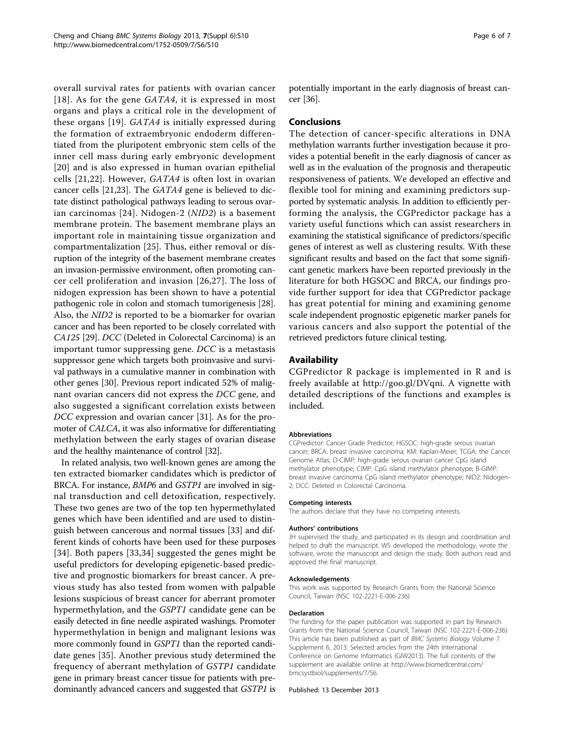overall survival rates for patients with ovarian cancer [18]. As for the gene *GATA4*, it is expressed in most organs and plays a critical role in the development of these organs [19]. *GATA4* is initially expressed during the formation of extraembryonic endoderm differentiated from the pluripotent embryonic stem cells of the inner cell mass during early embryonic development [20] and is also expressed in human ovarian epithelial cells [21,22]. However, *GATA4* is often lost in ovarian cancer cells [21,23]. The *GATA4* gene is believed to dictate distinct pathological pathways leading to serous ovarian carcinomas [24]. Nidogen-2 (*NID2*) is a basement membrane protein. The basement membrane plays an important role in maintaining tissue organization and compartmentalization [25]. Thus, either removal or disruption of the integrity of the basement membrane creates an invasion-permissive environment, often promoting cancer cell proliferation and invasion [26,27]. The loss of nidogen expression has been shown to have a potential pathogenic role in colon and stomach tumorigenesis [28]. Also, the *NID2* is reported to be a biomarker for ovarian cancer and has been reported to be closely correlated with *CA125* [29]. *DCC* (Deleted in Colorectal Carcinoma) is an important tumor suppressing gene. *DCC* is a metastasis suppressor gene which targets both proinvasive and survival pathways in a cumulative manner in combination with other genes [30]. Previous report indicated 52% of malignant ovarian cancers did not express the *DCC* gene, and also suggested a significant correlation exists between *DCC* expression and ovarian cancer [31]. As for the promoter of *CALCA*, it was also informative for differentiating methylation between the early stages of ovarian disease and the healthy maintenance of control [32].

In related analysis, two well-known genes are among the ten extracted biomarker candidates which is predictor of BRCA. For instance, *BMP6* and *GSTP1* are involved in signal transduction and cell detoxification, respectively. These two genes are two of the top ten hypermethylated genes which have been identified and are used to distinguish between cancerous and normal tissues [33] and different kinds of cohorts have been used for these purposes [34]. Both papers [33,34] suggested the genes might be useful predictors for developing epigenetic-based predictive and prognostic biomarkers for breast cancer. A previous study has also tested from women with palpable lesions suspicious of breast cancer for aberrant promoter hypermethylation, and the *GSPT1* candidate gene can be easily detected in fine needle aspirated washings. Promoter hypermethylation in benign and malignant lesions was more commonly found in *GSPT1* than the reported candidate genes [35]. Another previous study determined the frequency of aberrant methylation of *GSTP1* candidate gene in primary breast cancer tissue for patients with predominantly advanced cancers and suggested that *GSTP1* is potentially important in the early diagnosis of breast cancer [36].

## Conclusions

The detection of cancer-specific alterations in DNA methylation warrants further investigation because it provides a potential benefit in the early diagnosis of cancer as well as in the evaluation of the prognosis and therapeutic responsiveness of patients. We developed an effective and flexible tool for mining and examining predictors supported by systematic analysis. In addition to efficiently performing the analysis, the CGPredictor package has a variety useful functions which can assist researchers in examining the statistical significance of predictors/specific genes of interest as well as clustering results. With these significant results and based on the fact that some significant genetic markers have been reported previously in the literature for both HGSOC and BRCA, our findings provide further support for idea that CGPredictor package has great potential for mining and examining genome scale independent prognostic epigenetic marker panels for various cancers and also support the potential of the retrieved predictors future clinical testing.

## Availability

CGPredictor R package is implemented in R and is freely available at http://goo.gl/DVqni. A vignette with detailed descriptions of the functions and examples is included.

#### Abbreviations

CGPredictor: Cancer Grade Predictor; HGSOC: high-grade serous ovarian cancer; BRCA: breast invasive carcinoma; KM: Kaplan-Meier; TCGA: the Cancer Genome Atlas; O-CIMP: high-grade serous ovarian cancer CpG island methylator phenotype; CIMP: CpG island methylator phenotype; B-GIMP: breast invasive carcinoma CpG island methylator phenotype; NID2: Nidogen-2; DCC: Deleted in Colorectal Carcinoma.

#### Competing interests

The authors declare that they have no competing interests.

#### Authors' contributions

JH supervised the study, and participated in its design and coordination and helped to draft the manuscript. WS developed the methodology, wrote the software, wrote the manuscript and design the study. Both authors read and approved the final manuscript.

#### Acknowledgements

This work was supported by Research Grants from the National Science Council, Taiwan (NSC 102-2221-E-006-236)

#### Declaration

The funding for the paper publication was supported in part by Research Grants from the National Science Council, Taiwan (NSC 102-2221-E-006-236) This article has been published as part of *BMC Systems Biology* Volume 7 Supplement 6, 2013: Selected articles from the 24th International Conference on Genome Informatics (GIW2013). The full contents of the supplement are available online at http://www.biomedcentral.com/bmcsystbiol/supplements/7/S6.

Published: 13 December 2013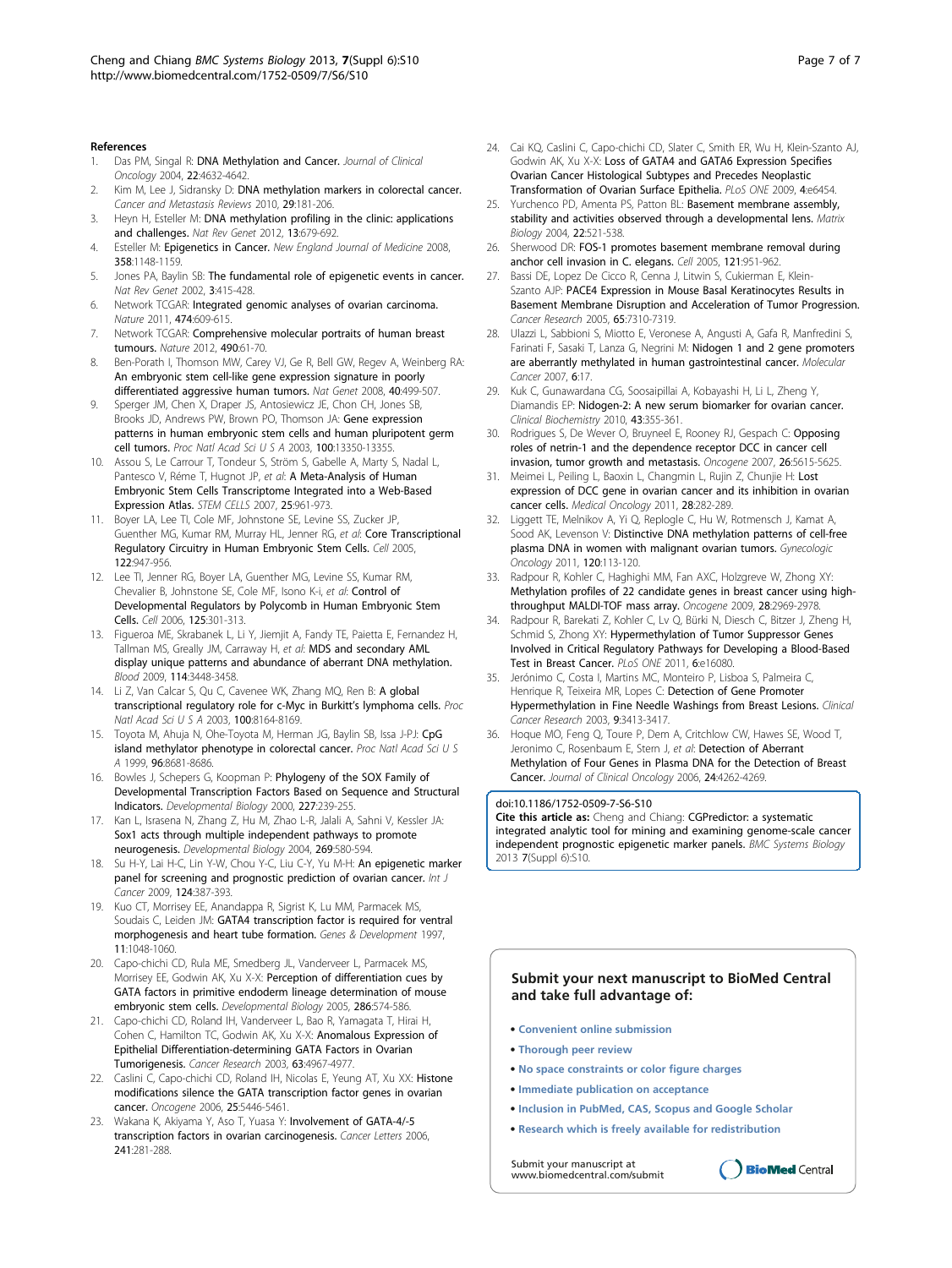## References

1. Das PM, Singal R: **DNA Methylation and Cancer.** *Journal of Clinical Oncology* 2004, **22**:4632-4642.
2. Kim M, Lee J, Sidransky D: **DNA methylation markers in colorectal cancer.** *Cancer and Metastasis Reviews* 2010, **29**:181-206.
3. Heyn H, Esteller M: **DNA methylation profiling in the clinic: applications and challenges.** *Nat Rev Genet* 2012, **13**:679-692.
4. Esteller M: **Epigenetics in Cancer.** *New England Journal of Medicine* 2008, **358**:1148-1159.
5. Jones PA, Baylin SB: **The fundamental role of epigenetic events in cancer.** *Nat Rev Genet* 2002, **3**:415-428.
6. Network TCGAR: **Integrated genomic analyses of ovarian carcinoma.** *Nature* 2011, **474**:609-615.
7. Network TCGAR: **Comprehensive molecular portraits of human breast tumours.** *Nature* 2012, **490**:61-70.
8. Ben-Porath I, Thomson MW, Carey VJ, Ge R, Bell GW, Regev A, Weinberg RA: **An embryonic stem cell-like gene expression signature in poorly differentiated aggressive human tumors.** *Nat Genet* 2008, **40**:499-507.
9. Sperger JM, Chen X, Draper JS, Antosiewicz JE, Chon CH, Jones SB, Brooks JD, Andrews PW, Brown PO, Thomson JA: **Gene expression patterns in human embryonic stem cells and human pluripotent germ cell tumors.** *Proc Natl Acad Sci U S A* 2003, **100**:13350-13355.
10. Assou S, Le Carrour T, Tondeur S, Ström S, Gabelle A, Marty S, Nadal L, Pantesco V, Réme T, Hugnot JP, *et al*: **A Meta-Analysis of Human Embryonic Stem Cells Transcriptome Integrated into a Web-Based Expression Atlas.** *STEM CELLS* 2007, **25**:961-973.
11. Boyer LA, Lee TI, Cole MF, Johnstone SE, Levine SS, Zucker JP, Guenther MG, Kumar RM, Murray HL, Jenner RG, *et al*: **Core Transcriptional Regulatory Circuitry in Human Embryonic Stem Cells.** *Cell* 2005, **122**:947-956.
12. Lee TI, Jenner RG, Boyer LA, Guenther MG, Levine SS, Kumar RM, Chevalier B, Johnstone SE, Cole MF, Isono K-i, *et al*: **Control of Developmental Regulators by Polycomb in Human Embryonic Stem Cells.** *Cell* 2006, **125**:301-313.
13. Figueroa ME, Skrabanek L, Li Y, Jiemjit A, Fandy TE, Paietta E, Fernandez H, Tallman MS, Greally JM, Carraway H, *et al*: **MDS and secondary AML display unique patterns and abundance of aberrant DNA methylation.** *Blood* 2009, **114**:3448-3458.
14. Li Z, Van Calcar S, Qu C, Cavenee WK, Zhang MQ, Ren B: **A global transcriptional regulatory role for c-Myc in Burkitt's lymphoma cells.** *Proc Natl Acad Sci U S A* 2003, **100**:8164-8169.
15. Toyota M, Ahuja N, Ohe-Toyota M, Herman JG, Baylin SB, Issa J-PJ: **CpG island methylator phenotype in colorectal cancer.** *Proc Natl Acad Sci U S A* 1999, **96**:8681-8686.
16. Bowles J, Schepers G, Koopman P: **Phylogeny of the SOX Family of Developmental Transcription Factors Based on Sequence and Structural Indicators.** *Developmental Biology* 2000, **227**:239-255.
17. Kan L, Israsena N, Zhang Z, Hu M, Zhao L-R, Jalali A, Sahni V, Kessler JA: **Sox1 acts through multiple independent pathways to promote neurogenesis.** *Developmental Biology* 2004, **269**:580-594.
18. Su H-Y, Lai H-C, Lin Y-W, Chou Y-C, Liu C-Y, Yu M-H: **An epigenetic marker panel for screening and prognostic prediction of ovarian cancer.** *Int J Cancer* 2009, **124**:387-393.
19. Kuo CT, Morrisey EE, Anandappa R, Sigrist K, Lu MM, Parmacek MS, Soudais C, Leiden JM: **GATA4 transcription factor is required for ventral morphogenesis and heart tube formation.** *Genes & Development* 1997, **11**:1048-1060.
20. Capo-chichi CD, Rula ME, Smedberg JL, Vanderveer L, Parmacek MS, Morrisey EE, Godwin AK, Xu X-X: **Perception of differentiation cues by GATA factors in primitive endoderm lineage determination of mouse embryonic stem cells.** *Developmental Biology* 2005, **286**:574-586.
21. Capo-chichi CD, Roland IH, Vanderveer L, Bao R, Yamagata T, Hirai H, Cohen C, Hamilton TC, Godwin AK, Xu X-X: **Anomalous Expression of Epithelial Differentiation-determining GATA Factors in Ovarian Tumorigenesis.** *Cancer Research* 2003, **63**:4967-4977.
22. Caslini C, Capo-chichi CD, Roland IH, Nicolas E, Yeung AT, Xu XX: **Histone modifications silence the GATA transcription factor genes in ovarian cancer.** *Oncogene* 2006, **25**:5446-5461.
23. Wakana K, Akiyama Y, Aso T, Yuasa Y: **Involvement of GATA-4/-5 transcription factors in ovarian carcinogenesis.** *Cancer Letters* 2006, **241**:281-288.
24. Cai KQ, Caslini C, Capo-chichi CD, Slater C, Smith ER, Wu H, Klein-Szanto AJ, Godwin AK, Xu X-X: **Loss of GATA4 and GATA6 Expression Specifies Ovarian Cancer Histological Subtypes and Precedes Neoplastic Transformation of Ovarian Surface Epithelia.** *PLoS ONE* 2009, **4**:e6454.
25. Yurchenco PD, Amenta PS, Patton BL: **Basement membrane assembly, stability and activities observed through a developmental lens.** *Matrix Biology* 2004, **22**:521-538.
26. Sherwood DR: **FOS-1 promotes basement membrane removal during anchor cell invasion in C. elegans.** *Cell* 2005, **121**:951-962.
27. Bassi DE, Lopez De Cicco R, Cenna J, Litwin S, Cukierman E, Klein-Szanto AJP: **PACE4 Expression in Mouse Basal Keratinocytes Results in Basement Membrane Disruption and Acceleration of Tumor Progression.** *Cancer Research* 2005, **65**:7310-7319.
28. Ulazzi L, Sabbioni S, Miotto E, Veronese A, Angusti A, Gafa R, Manfredini S, Farinati F, Sasaki T, Lanza G, Negrini M: **Nidogen 1 and 2 gene promoters are aberrantly methylated in human gastrointestinal cancer.** *Molecular Cancer* 2007, **6**:17.
29. Kuk C, Gunawardana CG, Soosaipillai A, Kobayashi H, Li L, Zheng Y, Diamandis EP: **Nidogen-2: A new serum biomarker for ovarian cancer.** *Clinical Biochemistry* 2010, **43**:355-361.
30. Rodrigues S, De Wever O, Bruyneel E, Rooney RJ, Gespach C: **Opposing roles of netrin-1 and the dependence receptor DCC in cancer cell invasion, tumor growth and metastasis.** *Oncogene* 2007, **26**:5615-5625.
31. Meimei L, Peiling L, Baoxin L, Changmin L, Rujin Z, Chunjie H: **Lost expression of DCC gene in ovarian cancer and its inhibition in ovarian cancer cells.** *Medical Oncology* 2011, **28**:282-289.
32. Liggett TE, Melnikov A, Yi Q, Replogle C, Hu W, Rotmensch J, Kamat A, Sood AK, Levenson V: **Distinctive DNA methylation patterns of cell-free plasma DNA in women with malignant ovarian tumors.** *Gynecologic Oncology* 2011, **120**:113-120.
33. Radpour R, Kohler C, Haghighi MM, Fan AXC, Holzgreve W, Zhong XY: **Methylation profiles of 22 candidate genes in breast cancer using high-throughput MALDI-TOF mass array.** *Oncogene* 2009, **28**:2969-2978.
34. Radpour R, Barekati Z, Kohler C, Lv Q, Bürki N, Diesch C, Bitzer J, Zheng H, Schmid S, Zhong XY: **Hypermethylation of Tumor Suppressor Genes Involved in Critical Regulatory Pathways for Developing a Blood-Based Test in Breast Cancer.** *PLoS ONE* 2011, **6**:e16080.
35. Jerónimo C, Costa I, Martins MC, Monteiro P, Lisboa S, Palmeira C, Henrique R, Teixeira MR, Lopes C: **Detection of Gene Promoter Hypermethylation in Fine Needle Washings from Breast Lesions.** *Clinical Cancer Research* 2003, **9**:3413-3417.
36. Hoque MO, Feng Q, Toure P, Dem A, Critchlow CW, Hawes SE, Wood T, Jeronimo C, Rosenbaum E, Stern J, *et al*: **Detection of Aberrant Methylation of Four Genes in Plasma DNA for the Detection of Breast Cancer.** *Journal of Clinical Oncology* 2006, **24**:4262-4269.

doi:10.1186/1752-0509-7-S6-S10

**Cite this article as:** Cheng and Chiang: CGPredictor: a systematic integrated analytic tool for mining and examining genome-scale cancer independent prognostic epigenetic marker panels. *BMC Systems Biology* 2013 **7**(Suppl 6):S10.

**Submit your next manuscript to BioMed Central and take full advantage of:**

- Convenient online submission
- Thorough peer review
- No space constraints or color figure charges
- Immediate publication on acceptance
- Inclusion in PubMed, CAS, Scopus and Google Scholar
- Research which is freely available for redistribution

Submit your manuscript at
www.biomedcentral.com/submit

BioMed Central